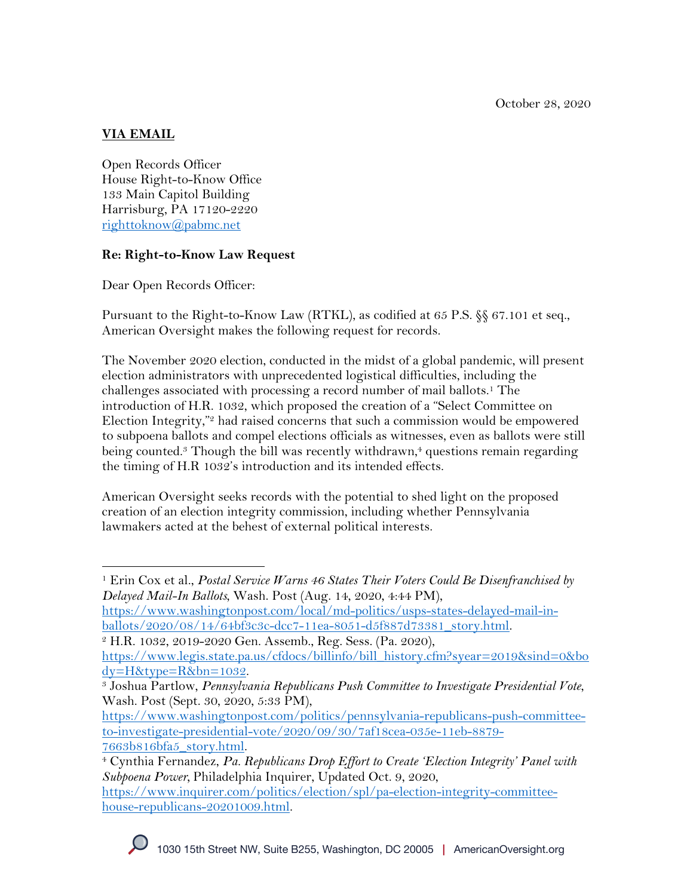October 28, 2020

**VIA EMAIL**

Open Records Officer
House Right-to-Know Office
133 Main Capitol Building
Harrisburg, PA 17120-2220
righttoknow@pabmc.net

**Re: Right-to-Know Law Request**

Dear Open Records Officer:

Pursuant to the Right-to-Know Law (RTKL), as codified at 65 P.S. §§ 67.101 et seq., American Oversight makes the following request for records.

The November 2020 election, conducted in the midst of a global pandemic, will present election administrators with unprecedented logistical difficulties, including the challenges associated with processing a record number of mail ballots.[1] The introduction of H.R. 1032, which proposed the creation of a "Select Committee on Election Integrity,"[2] had raised concerns that such a commission would be empowered to subpoena ballots and compel elections officials as witnesses, even as ballots were still being counted.[3] Though the bill was recently withdrawn,[4] questions remain regarding the timing of H.R 1032's introduction and its intended effects.

American Oversight seeks records with the potential to shed light on the proposed creation of an election integrity commission, including whether Pennsylvania lawmakers acted at the behest of external political interests.

---

[1] Erin Cox et al., *Postal Service Warns 46 States Their Voters Could Be Disenfranchised by Delayed Mail-In Ballots*, Wash. Post (Aug. 14, 2020, 4:44 PM), https://www.washingtonpost.com/local/md-politics/usps-states-delayed-mail-in-ballots/2020/08/14/64bf3c3c-dcc7-11ea-8051-d5f887d73381_story.html.

[2] H.R. 1032, 2019-2020 Gen. Assemb., Reg. Sess. (Pa. 2020), https://www.legis.state.pa.us/cfdocs/billinfo/bill_history.cfm?syear=2019&sind=0&body=H&type=R&bn=1032.

[3] Joshua Partlow, *Pennsylvania Republicans Push Committee to Investigate Presidential Vote*, Wash. Post (Sept. 30, 2020, 5:33 PM), https://www.washingtonpost.com/politics/pennsylvania-republicans-push-committee-to-investigate-presidential-vote/2020/09/30/7af18cea-035e-11eb-8879-7663b816bfa5_story.html.

[4] Cynthia Fernandez, *Pa. Republicans Drop Effort to Create 'Election Integrity' Panel with Subpoena Power*, Philadelphia Inquirer, Updated Oct. 9, 2020, https://www.inquirer.com/politics/election/spl/pa-election-integrity-committee-house-republicans-20201009.html.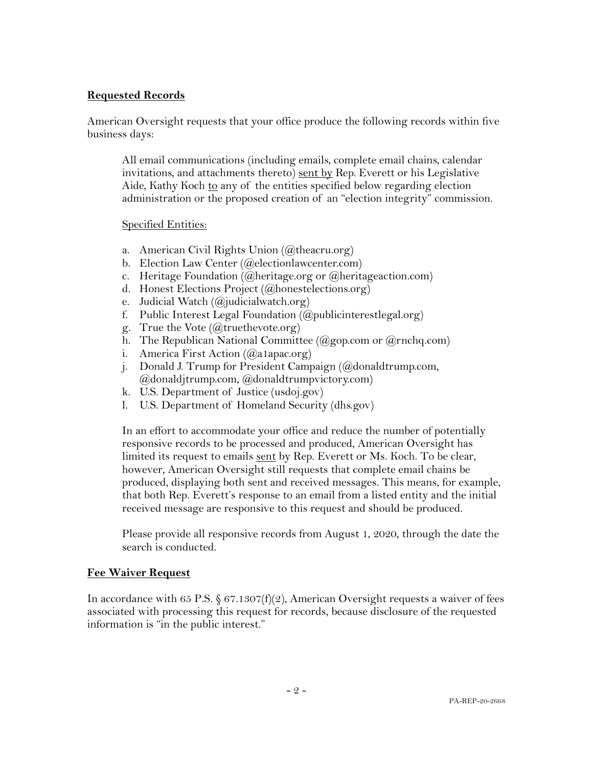**Requested Records**

American Oversight requests that your office produce the following records within five business days:

> All email communications (including emails, complete email chains, calendar invitations, and attachments thereto) sent by Rep. Everett or his Legislative Aide, Kathy Koch to any of the entities specified below regarding election administration or the proposed creation of an "election integrity" commission.
>
> Specified Entities:
>
> a. American Civil Rights Union (@theacru.org)
> b. Election Law Center (@electionlawcenter.com)
> c. Heritage Foundation (@heritage.org or @heritageaction.com)
> d. Honest Elections Project (@honestelections.org)
> e. Judicial Watch (@judicialwatch.org)
> f. Public Interest Legal Foundation (@publicinterestlegal.org)
> g. True the Vote (@truethevote.org)
> h. The Republican National Committee (@gop.com or @rnchq.com)
> i. America First Action (@a1apac.org)
> j. Donald J. Trump for President Campaign (@donaldtrump.com, @donaldjtrump.com, @donaldtrumpvictory.com)
> k. U.S. Department of Justice (usdoj.gov)
> l. U.S. Department of Homeland Security (dhs.gov)
>
> In an effort to accommodate your office and reduce the number of potentially responsive records to be processed and produced, American Oversight has limited its request to emails sent by Rep. Everett or Ms. Koch. To be clear, however, American Oversight still requests that complete email chains be produced, displaying both sent and received messages. This means, for example, that both Rep. Everett's response to an email from a listed entity and the initial received message are responsive to this request and should be produced.
>
> Please provide all responsive records from August 1, 2020, through the date the search is conducted.

**Fee Waiver Request**

In accordance with 65 P.S. § 67.1307(f)(2), American Oversight requests a waiver of fees associated with processing this request for records, because disclosure of the requested information is "in the public interest."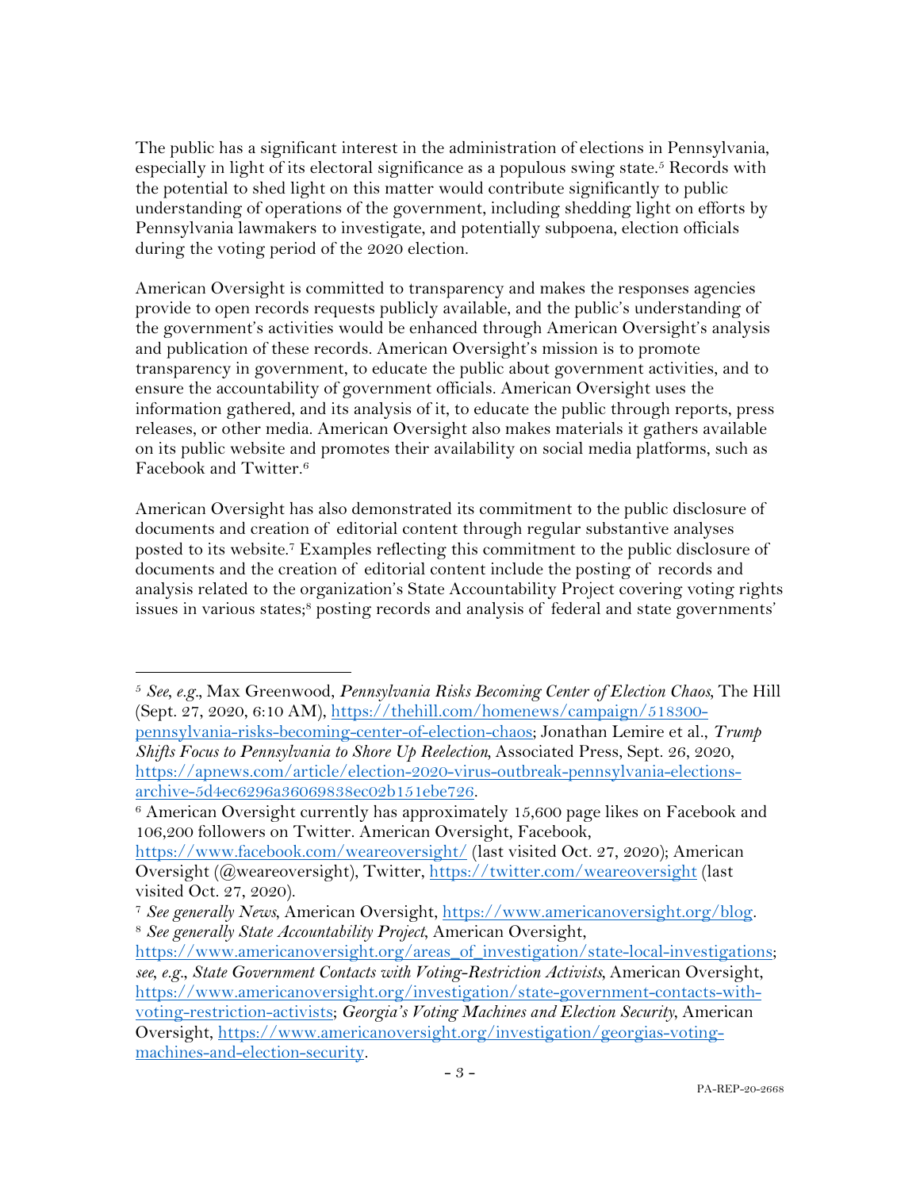The public has a significant interest in the administration of elections in Pennsylvania, especially in light of its electoral significance as a populous swing state.[5] Records with the potential to shed light on this matter would contribute significantly to public understanding of operations of the government, including shedding light on efforts by Pennsylvania lawmakers to investigate, and potentially subpoena, election officials during the voting period of the 2020 election.

American Oversight is committed to transparency and makes the responses agencies provide to open records requests publicly available, and the public's understanding of the government's activities would be enhanced through American Oversight's analysis and publication of these records. American Oversight's mission is to promote transparency in government, to educate the public about government activities, and to ensure the accountability of government officials. American Oversight uses the information gathered, and its analysis of it, to educate the public through reports, press releases, or other media. American Oversight also makes materials it gathers available on its public website and promotes their availability on social media platforms, such as Facebook and Twitter.[6]

American Oversight has also demonstrated its commitment to the public disclosure of documents and creation of editorial content through regular substantive analyses posted to its website.[7] Examples reflecting this commitment to the public disclosure of documents and the creation of editorial content include the posting of records and analysis related to the organization's State Accountability Project covering voting rights issues in various states;[8] posting records and analysis of federal and state governments'

---

[5] *See, e.g.*, Max Greenwood, *Pennsylvania Risks Becoming Center of Election Chaos*, The Hill (Sept. 27, 2020, 6:10 AM), https://thehill.com/homenews/campaign/518300-pennsylvania-risks-becoming-center-of-election-chaos; Jonathan Lemire et al., *Trump Shifts Focus to Pennsylvania to Shore Up Reelection*, Associated Press, Sept. 26, 2020, https://apnews.com/article/election-2020-virus-outbreak-pennsylvania-elections-archive-5d4ec6296a36069838ec02b151ebe726.

[6] American Oversight currently has approximately 15,600 page likes on Facebook and 106,200 followers on Twitter. American Oversight, Facebook, https://www.facebook.com/weareoversight/ (last visited Oct. 27, 2020); American Oversight (@weareoversight), Twitter, https://twitter.com/weareoversight (last visited Oct. 27, 2020).

[7] *See generally News*, American Oversight, https://www.americanoversight.org/blog.

[8] *See generally State Accountability Project*, American Oversight, https://www.americanoversight.org/areas_of_investigation/state-local-investigations; *see, e.g.*, *State Government Contacts with Voting-Restriction Activists*, American Oversight, https://www.americanoversight.org/investigation/state-government-contacts-with-voting-restriction-activists; *Georgia's Voting Machines and Election Security*, American Oversight, https://www.americanoversight.org/investigation/georgias-voting-machines-and-election-security.

PA-REP-20-2668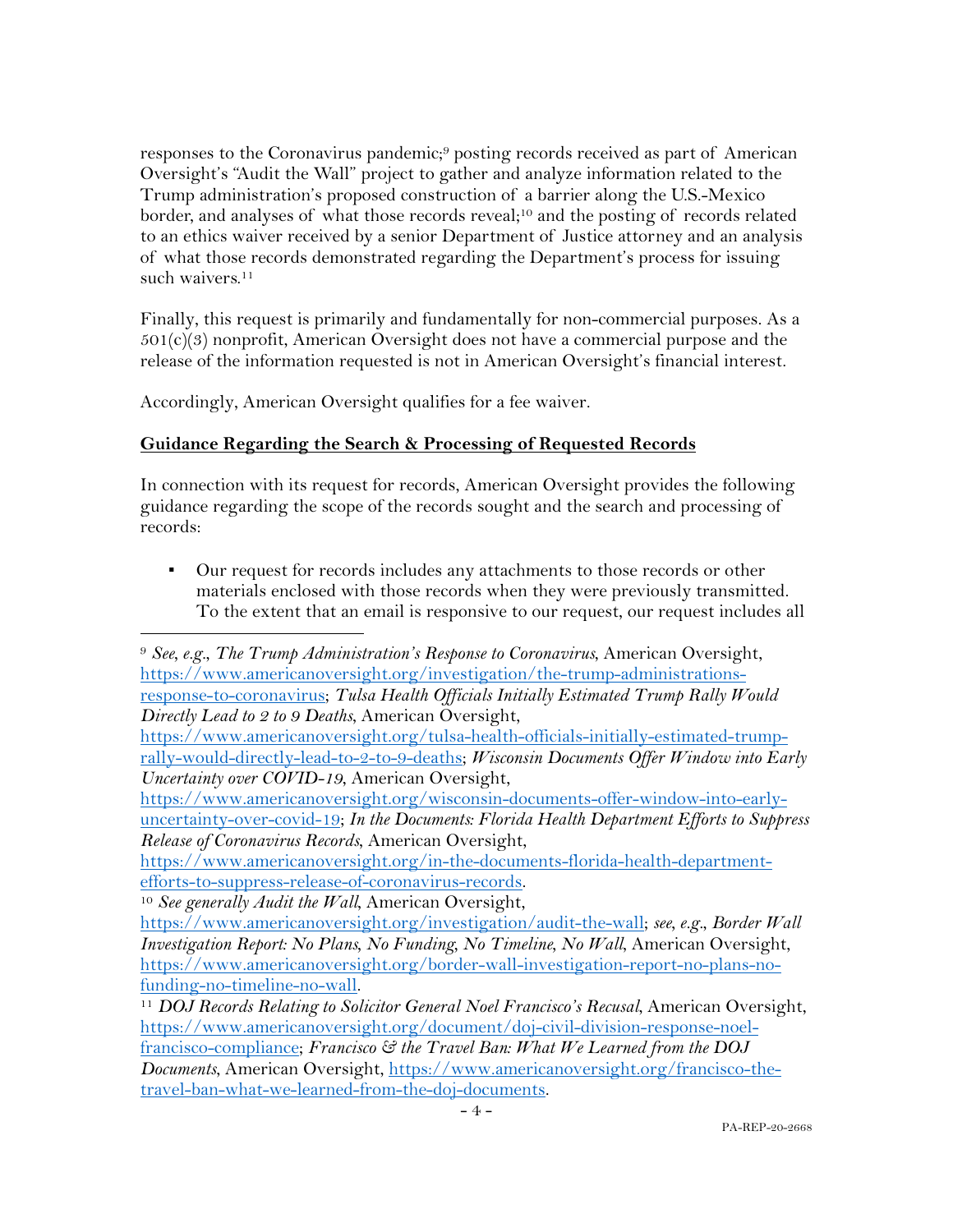responses to the Coronavirus pandemic;[9] posting records received as part of American Oversight's "Audit the Wall" project to gather and analyze information related to the Trump administration's proposed construction of a barrier along the U.S.-Mexico border, and analyses of what those records reveal;[10] and the posting of records related to an ethics waiver received by a senior Department of Justice attorney and an analysis of what those records demonstrated regarding the Department's process for issuing such waivers.[11]

Finally, this request is primarily and fundamentally for non-commercial purposes. As a 501(c)(3) nonprofit, American Oversight does not have a commercial purpose and the release of the information requested is not in American Oversight's financial interest.

Accordingly, American Oversight qualifies for a fee waiver.

**Guidance Regarding the Search & Processing of Requested Records**

In connection with its request for records, American Oversight provides the following guidance regarding the scope of the records sought and the search and processing of records:

- Our request for records includes any attachments to those records or other materials enclosed with those records when they were previously transmitted. To the extent that an email is responsive to our request, our request includes all

---

[9] *See, e.g.*, *The Trump Administration's Response to Coronavirus*, American Oversight, https://www.americanoversight.org/investigation/the-trump-administrations-response-to-coronavirus; *Tulsa Health Officials Initially Estimated Trump Rally Would Directly Lead to 2 to 9 Deaths*, American Oversight, https://www.americanoversight.org/tulsa-health-officials-initially-estimated-trump-rally-would-directly-lead-to-2-to-9-deaths; *Wisconsin Documents Offer Window into Early Uncertainty over COVID-19*, American Oversight, https://www.americanoversight.org/wisconsin-documents-offer-window-into-early-uncertainty-over-covid-19; *In the Documents: Florida Health Department Efforts to Suppress Release of Coronavirus Records*, American Oversight, https://www.americanoversight.org/in-the-documents-florida-health-department-efforts-to-suppress-release-of-coronavirus-records.

[10] *See generally Audit the Wall*, American Oversight, https://www.americanoversight.org/investigation/audit-the-wall; *see, e.g.*, *Border Wall Investigation Report: No Plans, No Funding, No Timeline, No Wall*, American Oversight, https://www.americanoversight.org/border-wall-investigation-report-no-plans-no-funding-no-timeline-no-wall.

[11] *DOJ Records Relating to Solicitor General Noel Francisco's Recusal*, American Oversight, https://www.americanoversight.org/document/doj-civil-division-response-noel-francisco-compliance; *Francisco & the Travel Ban: What We Learned from the DOJ Documents*, American Oversight, https://www.americanoversight.org/francisco-the-travel-ban-what-we-learned-from-the-doj-documents.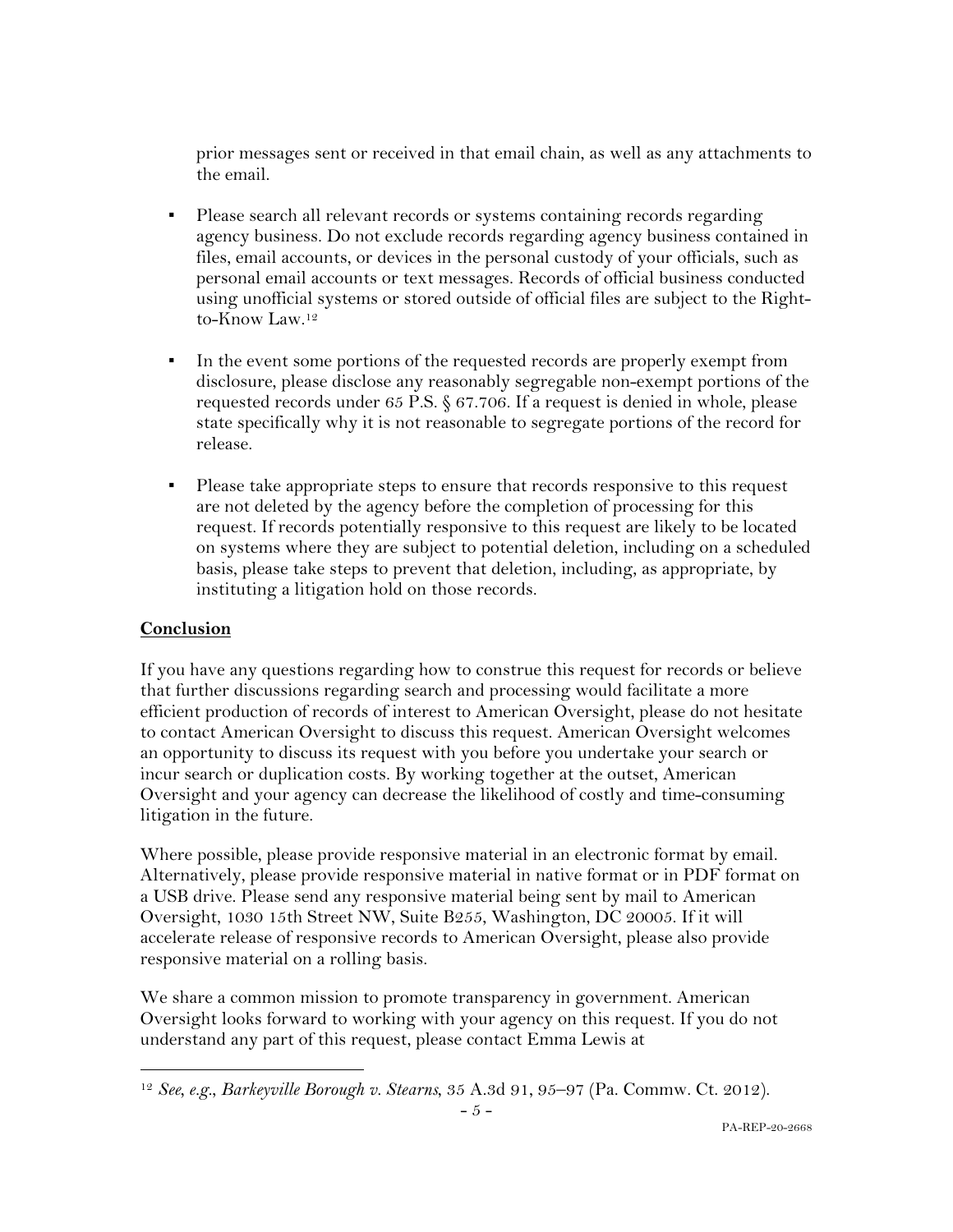prior messages sent or received in that email chain, as well as any attachments to the email.

- Please search all relevant records or systems containing records regarding agency business. Do not exclude records regarding agency business contained in files, email accounts, or devices in the personal custody of your officials, such as personal email accounts or text messages. Records of official business conducted using unofficial systems or stored outside of official files are subject to the Right-to-Know Law.[12]

- In the event some portions of the requested records are properly exempt from disclosure, please disclose any reasonably segregable non-exempt portions of the requested records under 65 P.S. § 67.706. If a request is denied in whole, please state specifically why it is not reasonable to segregate portions of the record for release.

- Please take appropriate steps to ensure that records responsive to this request are not deleted by the agency before the completion of processing for this request. If records potentially responsive to this request are likely to be located on systems where they are subject to potential deletion, including on a scheduled basis, please take steps to prevent that deletion, including, as appropriate, by instituting a litigation hold on those records.

## **Conclusion**

If you have any questions regarding how to construe this request for records or believe that further discussions regarding search and processing would facilitate a more efficient production of records of interest to American Oversight, please do not hesitate to contact American Oversight to discuss this request. American Oversight welcomes an opportunity to discuss its request with you before you undertake your search or incur search or duplication costs. By working together at the outset, American Oversight and your agency can decrease the likelihood of costly and time-consuming litigation in the future.

Where possible, please provide responsive material in an electronic format by email. Alternatively, please provide responsive material in native format or in PDF format on a USB drive. Please send any responsive material being sent by mail to American Oversight, 1030 15th Street NW, Suite B255, Washington, DC 20005. If it will accelerate release of responsive records to American Oversight, please also provide responsive material on a rolling basis.

We share a common mission to promote transparency in government. American Oversight looks forward to working with your agency on this request. If you do not understand any part of this request, please contact Emma Lewis at

---

[12] *See, e.g.*, *Barkeyville Borough v. Stearns*, 35 A.3d 91, 95–97 (Pa. Commw. Ct. 2012).

PA-REP-20-2668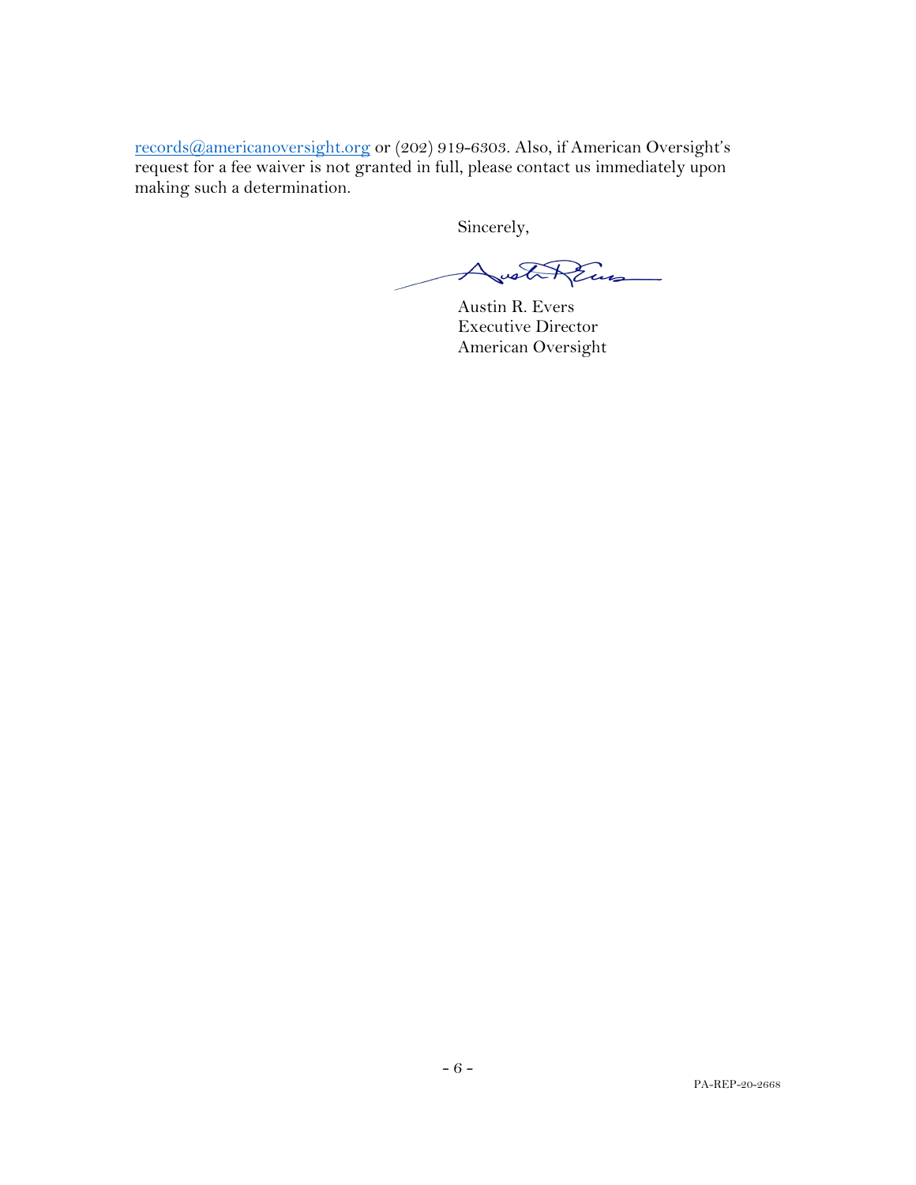records@americanoversight.org or (202) 919-6303. Also, if American Oversight's request for a fee waiver is not granted in full, please contact us immediately upon making such a determination.

Sincerely,

Austin R. Evers
Executive Director
American Oversight

PA-REP-20-2668